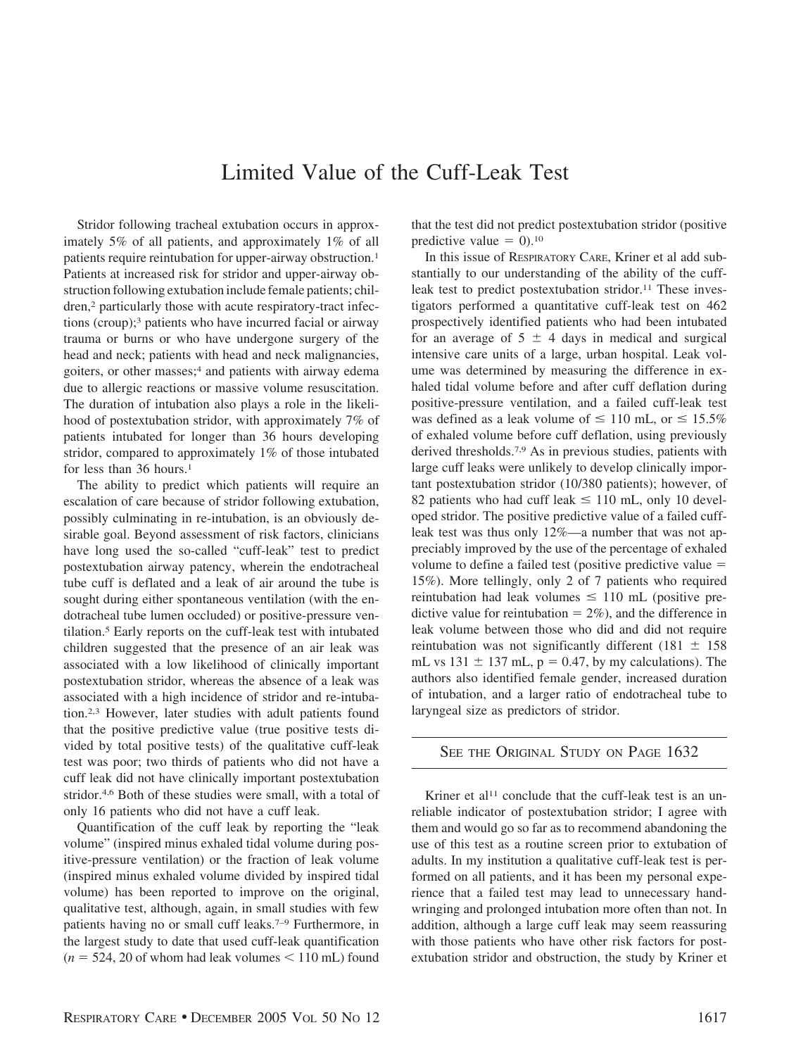# Limited Value of the Cuff-Leak Test

Stridor following tracheal extubation occurs in approximately 5% of all patients, and approximately 1% of all patients require reintubation for upper-airway obstruction.[1] Patients at increased risk for stridor and upper-airway obstruction following extubation include female patients; children,[2] particularly those with acute respiratory-tract infections (croup);[3] patients who have incurred facial or airway trauma or burns or who have undergone surgery of the head and neck; patients with head and neck malignancies, goiters, or other masses;[4] and patients with airway edema due to allergic reactions or massive volume resuscitation. The duration of intubation also plays a role in the likelihood of postextubation stridor, with approximately 7% of patients intubated for longer than 36 hours developing stridor, compared to approximately 1% of those intubated for less than 36 hours.[1]

The ability to predict which patients will require an escalation of care because of stridor following extubation, possibly culminating in re-intubation, is an obviously desirable goal. Beyond assessment of risk factors, clinicians have long used the so-called "cuff-leak" test to predict postextubation airway patency, wherein the endotracheal tube cuff is deflated and a leak of air around the tube is sought during either spontaneous ventilation (with the endotracheal tube lumen occluded) or positive-pressure ventilation.[5] Early reports on the cuff-leak test with intubated children suggested that the presence of an air leak was associated with a low likelihood of clinically important postextubation stridor, whereas the absence of a leak was associated with a high incidence of stridor and re-intubation.[2,3] However, later studies with adult patients found that the positive predictive value (true positive tests divided by total positive tests) of the qualitative cuff-leak test was poor; two thirds of patients who did not have a cuff leak did not have clinically important postextubation stridor.[4,6] Both of these studies were small, with a total of only 16 patients who did not have a cuff leak.

Quantification of the cuff leak by reporting the "leak volume" (inspired minus exhaled tidal volume during positive-pressure ventilation) or the fraction of leak volume (inspired minus exhaled volume divided by inspired tidal volume) has been reported to improve on the original, qualitative test, although, again, in small studies with few patients having no or small cuff leaks.[7–9] Furthermore, in the largest study to date that used cuff-leak quantification ($n = 524$, 20 of whom had leak volumes $< 110$ mL) found that the test did not predict postextubation stridor (positive predictive value $= 0$).[10]

In this issue of RESPIRATORY CARE, Kriner et al add substantially to our understanding of the ability of the cuff-leak test to predict postextubation stridor.[11] These investigators performed a quantitative cuff-leak test on 462 prospectively identified patients who had been intubated for an average of $5 \pm 4$ days in medical and surgical intensive care units of a large, urban hospital. Leak volume was determined by measuring the difference in exhaled tidal volume before and after cuff deflation during positive-pressure ventilation, and a failed cuff-leak test was defined as a leak volume of $\leq 110$ mL, or $\leq 15.5\%$ of exhaled volume before cuff deflation, using previously derived thresholds.[7,9] As in previous studies, patients with large cuff leaks were unlikely to develop clinically important postextubation stridor (10/380 patients); however, of 82 patients who had cuff leak $\leq 110$ mL, only 10 developed stridor. The positive predictive value of a failed cuff-leak test was thus only 12%—a number that was not appreciably improved by the use of the percentage of exhaled volume to define a failed test (positive predictive value = 15%). More tellingly, only 2 of 7 patients who required reintubation had leak volumes $\leq 110$ mL (positive predictive value for reintubation = 2%), and the difference in leak volume between those who did and did not require reintubation was not significantly different ($181 \pm 158$ mL vs $131 \pm 137$ mL, $p = 0.47$, by my calculations). The authors also identified female gender, increased duration of intubation, and a larger ratio of endotracheal tube to laryngeal size as predictors of stridor.

SEE THE ORIGINAL STUDY ON PAGE 1632

Kriner et al[11] conclude that the cuff-leak test is an unreliable indicator of postextubation stridor; I agree with them and would go so far as to recommend abandoning the use of this test as a routine screen prior to extubation of adults. In my institution a qualitative cuff-leak test is performed on all patients, and it has been my personal experience that a failed test may lead to unnecessary handwringing and prolonged intubation more often than not. In addition, although a large cuff leak may seem reassuring with those patients who have other risk factors for postextubation stridor and obstruction, the study by Kriner et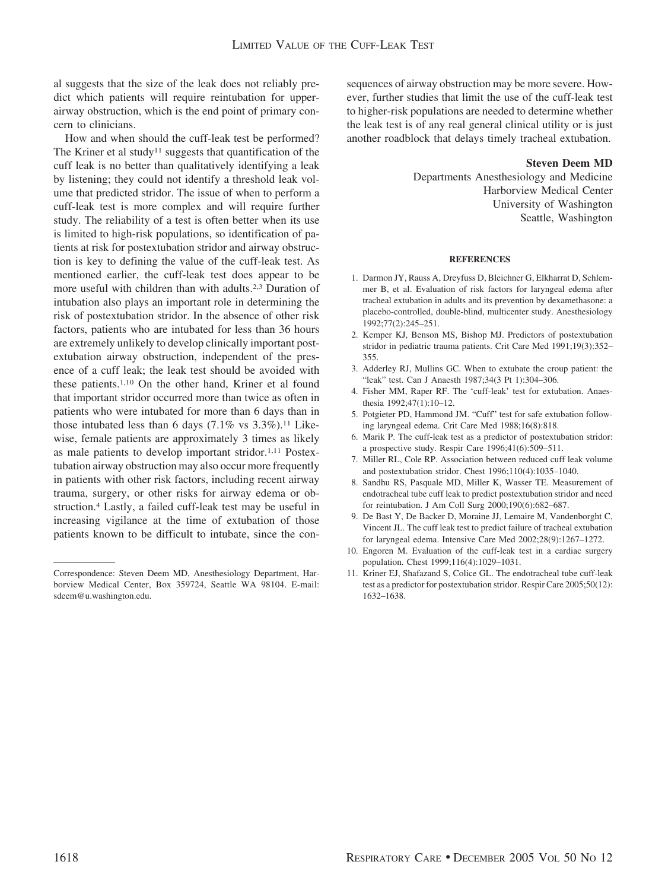al suggests that the size of the leak does not reliably predict which patients will require reintubation for upper-airway obstruction, which is the end point of primary concern to clinicians.

How and when should the cuff-leak test be performed? The Kriner et al study[11] suggests that quantification of the cuff leak is no better than qualitatively identifying a leak by listening; they could not identify a threshold leak volume that predicted stridor. The issue of when to perform a cuff-leak test is more complex and will require further study. The reliability of a test is often better when its use is limited to high-risk populations, so identification of patients at risk for postextubation stridor and airway obstruction is key to defining the value of the cuff-leak test. As mentioned earlier, the cuff-leak test does appear to be more useful with children than with adults.[2,3] Duration of intubation also plays an important role in determining the risk of postextubation stridor. In the absence of other risk factors, patients who are intubated for less than 36 hours are extremely unlikely to develop clinically important postextubation airway obstruction, independent of the presence of a cuff leak; the leak test should be avoided with these patients.[1,10] On the other hand, Kriner et al found that important stridor occurred more than twice as often in patients who were intubated for more than 6 days than in those intubated less than 6 days (7.1% vs 3.3%).[11] Likewise, female patients are approximately 3 times as likely as male patients to develop important stridor.[1,11] Postextubation airway obstruction may also occur more frequently in patients with other risk factors, including recent airway trauma, surgery, or other risks for airway edema or obstruction.[4] Lastly, a failed cuff-leak test may be useful in increasing vigilance at the time of extubation of those patients known to be difficult to intubate, since the consequences of airway obstruction may be more severe. However, further studies that limit the use of the cuff-leak test to higher-risk populations are needed to determine whether the leak test is of any real general clinical utility or is just another roadblock that delays timely tracheal extubation.

**Steven Deem MD**
Departments Anesthesiology and Medicine
Harborview Medical Center
University of Washington
Seattle, Washington

Correspondence: Steven Deem MD, Anesthesiology Department, Harborview Medical Center, Box 359724, Seattle WA 98104. E-mail: sdeem@u.washington.edu.

## REFERENCES

1. Darmon JY, Rauss A, Dreyfuss D, Bleichner G, Elkharrat D, Schlemmer B, et al. Evaluation of risk factors for laryngeal edema after tracheal extubation in adults and its prevention by dexamethasone: a placebo-controlled, double-blind, multicenter study. Anesthesiology 1992;77(2):245–251.
2. Kemper KJ, Benson MS, Bishop MJ. Predictors of postextubation stridor in pediatric trauma patients. Crit Care Med 1991;19(3):352–355.
3. Adderley RJ, Mullins GC. When to extubate the croup patient: the "leak" test. Can J Anaesth 1987;34(3 Pt 1):304–306.
4. Fisher MM, Raper RF. The 'cuff-leak' test for extubation. Anaesthesia 1992;47(1):10–12.
5. Potgieter PD, Hammond JM. "Cuff" test for safe extubation following laryngeal edema. Crit Care Med 1988;16(8):818.
6. Marik P. The cuff-leak test as a predictor of postextubation stridor: a prospective study. Respir Care 1996;41(6):509–511.
7. Miller RL, Cole RP. Association between reduced cuff leak volume and postextubation stridor. Chest 1996;110(4):1035–1040.
8. Sandhu RS, Pasquale MD, Miller K, Wasser TE. Measurement of endotracheal tube cuff leak to predict postextubation stridor and need for reintubation. J Am Coll Surg 2000;190(6):682–687.
9. De Bast Y, De Backer D, Moraine JJ, Lemaire M, Vandenborghit C, Vincent JL. The cuff leak test to predict failure of tracheal extubation for laryngeal edema. Intensive Care Med 2002;28(9):1267–1272.
10. Engoren M. Evaluation of the cuff-leak test in a cardiac surgery population. Chest 1999;116(4):1029–1031.
11. Kriner EJ, Shafazand S, Colice GL. The endotracheal tube cuff-leak test as a predictor for postextubation stridor. Respir Care 2005;50(12): 1632–1638.